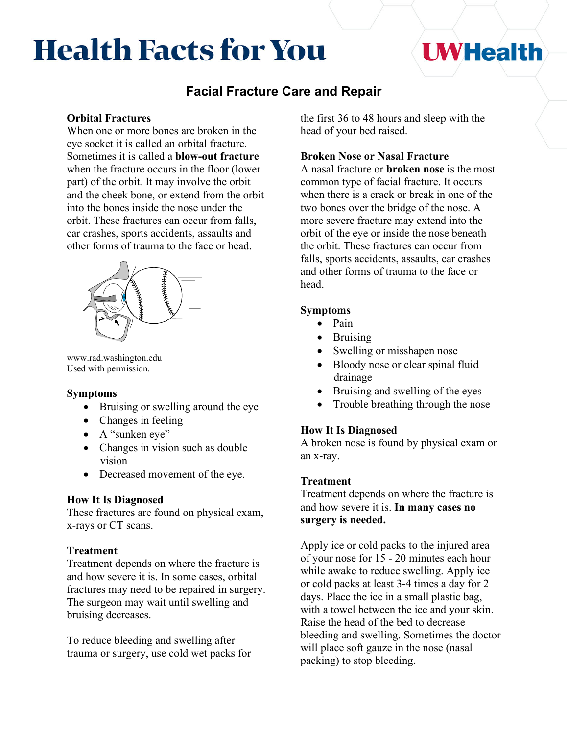# Health Facts for You

UWHealth

## Facial Fracture Care and Repair

### Orbital Fractures

When one or more bones are broken in the eye socket it is called an orbital fracture. Sometimes it is called a **blow-out fracture** when the fracture occurs in the floor (lower part) of the orbit. It may involve the orbit and the cheek bone, or extend from the orbit into the bones inside the nose under the orbit. These fractures can occur from falls, car crashes, sports accidents, assaults and other forms of trauma to the face or head.

www.rad.washington.edu
Used with permission.

### Symptoms

- Bruising or swelling around the eye
- Changes in feeling
- A "sunken eye"
- Changes in vision such as double vision
- Decreased movement of the eye.

### How It Is Diagnosed

These fractures are found on physical exam, x-rays or CT scans.

### Treatment

Treatment depends on where the fracture is and how severe it is. In some cases, orbital fractures may need to be repaired in surgery. The surgeon may wait until swelling and bruising decreases.

To reduce bleeding and swelling after trauma or surgery, use cold wet packs for the first 36 to 48 hours and sleep with the head of your bed raised.

### Broken Nose or Nasal Fracture

A nasal fracture or **broken nose** is the most common type of facial fracture. It occurs when there is a crack or break in one of the two bones over the bridge of the nose. A more severe fracture may extend into the orbit of the eye or inside the nose beneath the orbit. These fractures can occur from falls, sports accidents, assaults, car crashes and other forms of trauma to the face or head.

### Symptoms

- Pain
- Bruising
- Swelling or misshapen nose
- Bloody nose or clear spinal fluid drainage
- Bruising and swelling of the eyes
- Trouble breathing through the nose

### How It Is Diagnosed

A broken nose is found by physical exam or an x-ray.

### Treatment

Treatment depends on where the fracture is and how severe it is. **In many cases no surgery is needed.**

Apply ice or cold packs to the injured area of your nose for 15 - 20 minutes each hour while awake to reduce swelling. Apply ice or cold packs at least 3-4 times a day for 2 days. Place the ice in a small plastic bag, with a towel between the ice and your skin. Raise the head of the bed to decrease bleeding and swelling. Sometimes the doctor will place soft gauze in the nose (nasal packing) to stop bleeding.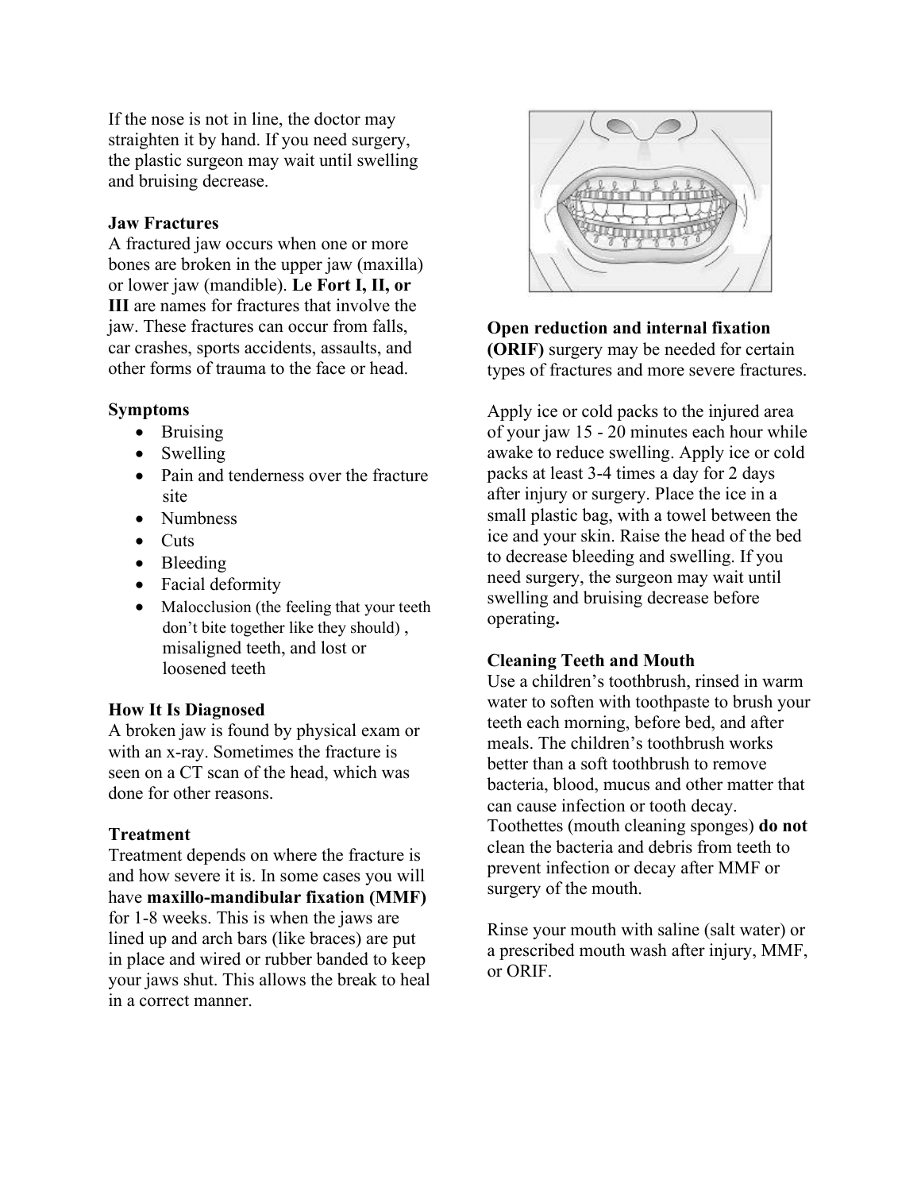If the nose is not in line, the doctor may straighten it by hand. If you need surgery, the plastic surgeon may wait until swelling and bruising decrease.

**Jaw Fractures**

A fractured jaw occurs when one or more bones are broken in the upper jaw (maxilla) or lower jaw (mandible). **Le Fort I, II, or III** are names for fractures that involve the jaw. These fractures can occur from falls, car crashes, sports accidents, assaults, and other forms of trauma to the face or head.

**Symptoms**

- Bruising
- Swelling
- Pain and tenderness over the fracture site
- Numbness
- Cuts
- Bleeding
- Facial deformity
- Malocclusion (the feeling that your teeth don't bite together like they should) , misaligned teeth, and lost or loosened teeth

**How It Is Diagnosed**

A broken jaw is found by physical exam or with an x-ray. Sometimes the fracture is seen on a CT scan of the head, which was done for other reasons.

**Treatment**

Treatment depends on where the fracture is and how severe it is. In some cases you will have **maxillo-mandibular fixation (MMF)** for 1-8 weeks. This is when the jaws are lined up and arch bars (like braces) are put in place and wired or rubber banded to keep your jaws shut. This allows the break to heal in a correct manner.

**Open reduction and internal fixation (ORIF)** surgery may be needed for certain types of fractures and more severe fractures.

Apply ice or cold packs to the injured area of your jaw 15 - 20 minutes each hour while awake to reduce swelling. Apply ice or cold packs at least 3-4 times a day for 2 days after injury or surgery. Place the ice in a small plastic bag, with a towel between the ice and your skin. Raise the head of the bed to decrease bleeding and swelling. If you need surgery, the surgeon may wait until swelling and bruising decrease before operating.

**Cleaning Teeth and Mouth**

Use a children's toothbrush, rinsed in warm water to soften with toothpaste to brush your teeth each morning, before bed, and after meals. The children's toothbrush works better than a soft toothbrush to remove bacteria, blood, mucus and other matter that can cause infection or tooth decay. Toothettes (mouth cleaning sponges) **do not** clean the bacteria and debris from teeth to prevent infection or decay after MMF or surgery of the mouth.

Rinse your mouth with saline (salt water) or a prescribed mouth wash after injury, MMF, or ORIF.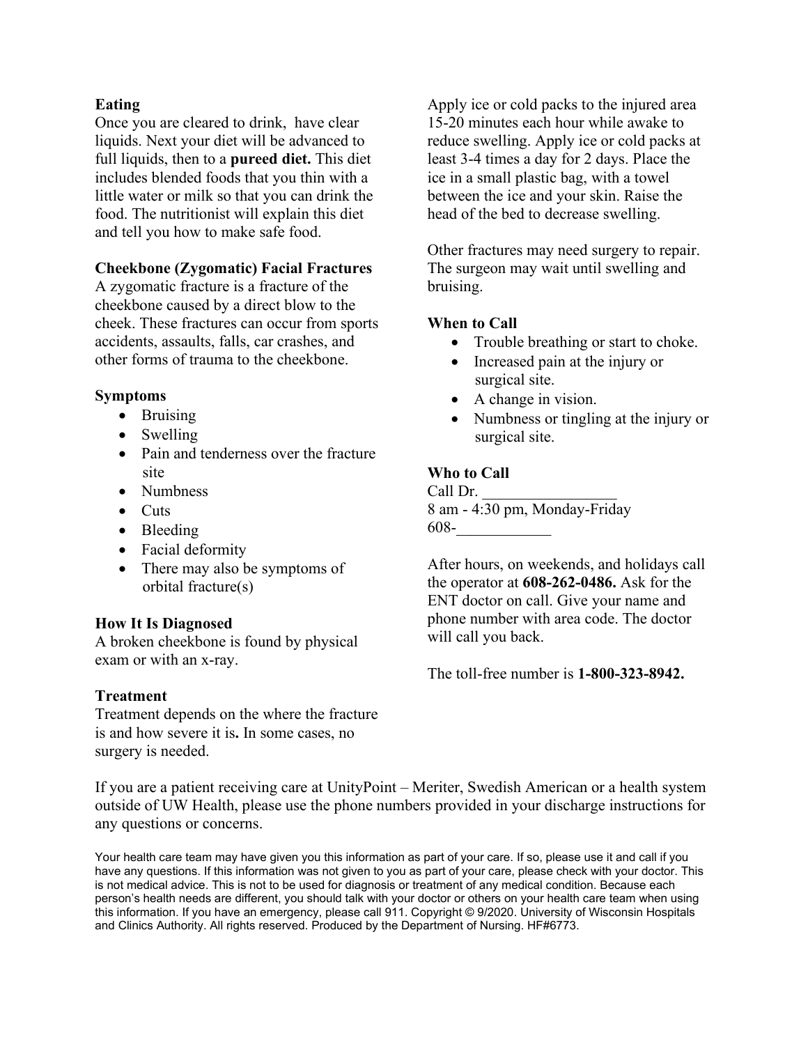**Eating**

Once you are cleared to drink, have clear liquids. Next your diet will be advanced to full liquids, then to a **pureed diet.** This diet includes blended foods that you thin with a little water or milk so that you can drink the food. The nutritionist will explain this diet and tell you how to make safe food.

**Cheekbone (Zygomatic) Facial Fractures**

A zygomatic fracture is a fracture of the cheekbone caused by a direct blow to the cheek. These fractures can occur from sports accidents, assaults, falls, car crashes, and other forms of trauma to the cheekbone.

**Symptoms**

- Bruising
- Swelling
- Pain and tenderness over the fracture site
- Numbness
- Cuts
- Bleeding
- Facial deformity
- There may also be symptoms of orbital fracture(s)

**How It Is Diagnosed**

A broken cheekbone is found by physical exam or with an x-ray.

**Treatment**

Treatment depends on the where the fracture is and how severe it is**.** In some cases, no surgery is needed.

Apply ice or cold packs to the injured area 15-20 minutes each hour while awake to reduce swelling. Apply ice or cold packs at least 3-4 times a day for 2 days. Place the ice in a small plastic bag, with a towel between the ice and your skin. Raise the head of the bed to decrease swelling.

Other fractures may need surgery to repair. The surgeon may wait until swelling and bruising.

**When to Call**

- Trouble breathing or start to choke.
- Increased pain at the injury or surgical site.
- A change in vision.
- Numbness or tingling at the injury or surgical site.

**Who to Call**

Call Dr. _________________
8 am - 4:30 pm, Monday-Friday
608-____________

After hours, on weekends, and holidays call the operator at **608-262-0486.** Ask for the ENT doctor on call. Give your name and phone number with area code. The doctor will call you back.

The toll-free number is **1-800-323-8942.**

If you are a patient receiving care at UnityPoint – Meriter, Swedish American or a health system outside of UW Health, please use the phone numbers provided in your discharge instructions for any questions or concerns.

Your health care team may have given you this information as part of your care. If so, please use it and call if you have any questions. If this information was not given to you as part of your care, please check with your doctor. This is not medical advice. This is not to be used for diagnosis or treatment of any medical condition. Because each person's health needs are different, you should talk with your doctor or others on your health care team when using this information. If you have an emergency, please call 911. Copyright © 9/2020. University of Wisconsin Hospitals and Clinics Authority. All rights reserved. Produced by the Department of Nursing. HF#6773.